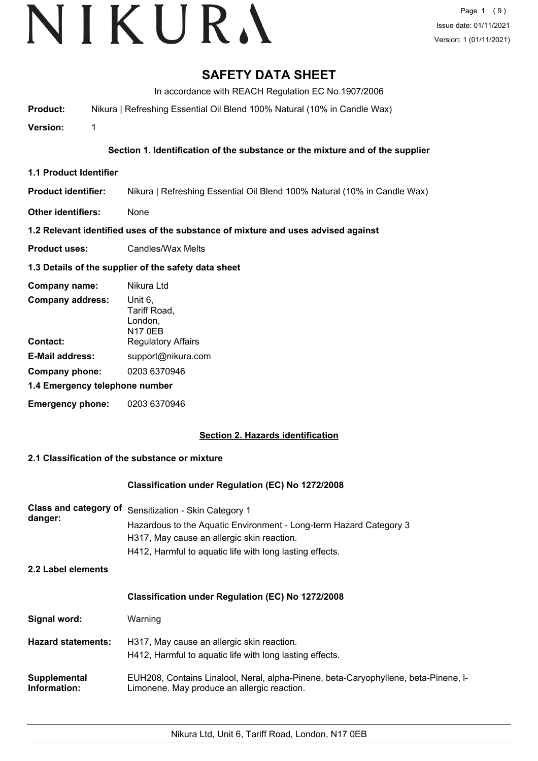# SAFETY DATA SHEET

In accordance with REACH Regulation EC No.1907/2006

**Product:** Nikura | Refreshing Essential Oil Blend 100% Natural (10% in Candle Wax)

**Version:** 1

## Section 1. Identification of the substance or the mixture and of the supplier

### 1.1 Product Identifier

**Product identifier:** Nikura | Refreshing Essential Oil Blend 100% Natural (10% in Candle Wax)

**Other identifiers:** None

### 1.2 Relevant identified uses of the substance of mixture and uses advised against

**Product uses:** Candles/Wax Melts

### 1.3 Details of the supplier of the safety data sheet

**Company name:** Nikura Ltd

**Company address:** Unit 6,
Tariff Road,
London,
N17 0EB

**Contact:** Regulatory Affairs

**E-Mail address:** support@nikura.com

**Company phone:** 0203 6370946

### 1.4 Emergency telephone number

**Emergency phone:** 0203 6370946

## Section 2. Hazards identification

### 2.1 Classification of the substance or mixture

**Classification under Regulation (EC) No 1272/2008**

**Class and category of danger:**
Sensitization - Skin Category 1
Hazardous to the Aquatic Environment - Long-term Hazard Category 3
H317, May cause an allergic skin reaction.
H412, Harmful to aquatic life with long lasting effects.

### 2.2 Label elements

**Classification under Regulation (EC) No 1272/2008**

**Signal word:** Warning

**Hazard statements:**
H317, May cause an allergic skin reaction.
H412, Harmful to aquatic life with long lasting effects.

**Supplemental Information:** EUH208, Contains Linalool, Neral, alpha-Pinene, beta-Caryophyllene, beta-Pinene, l-Limonene. May produce an allergic reaction.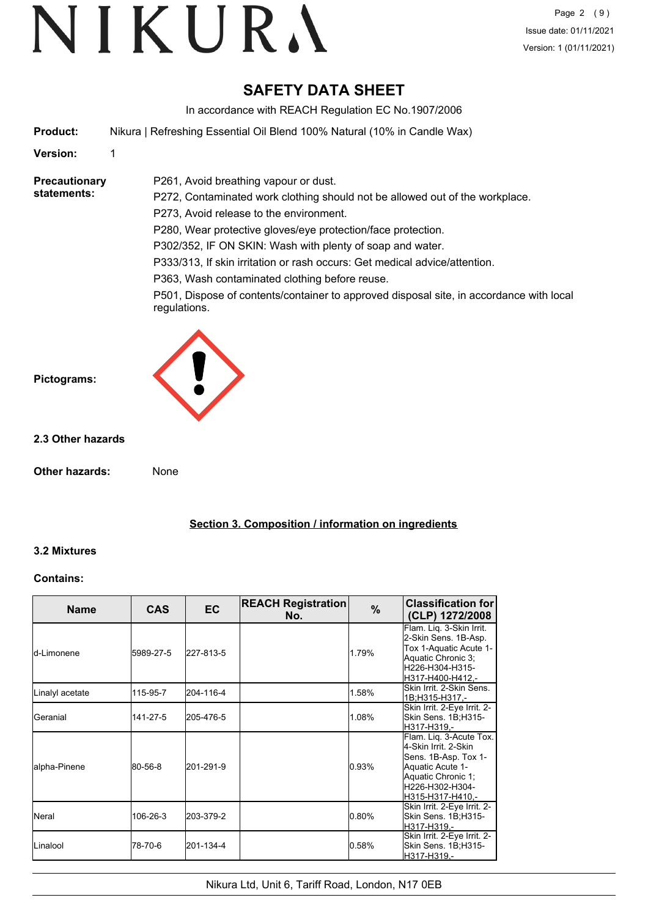# SAFETY DATA SHEET

In accordance with REACH Regulation EC No.1907/2006

**Product:** Nikura | Refreshing Essential Oil Blend 100% Natural (10% in Candle Wax)

**Version:** 1

**Precautionary statements:**

P261, Avoid breathing vapour or dust.

P272, Contaminated work clothing should not be allowed out of the workplace.

P273, Avoid release to the environment.

P280, Wear protective gloves/eye protection/face protection.

P302/352, IF ON SKIN: Wash with plenty of soap and water.

P333/313, If skin irritation or rash occurs: Get medical advice/attention.

P363, Wash contaminated clothing before reuse.

P501, Dispose of contents/container to approved disposal site, in accordance with local regulations.

**Pictograms:**

### 2.3 Other hazards

**Other hazards:** None

## Section 3. Composition / information on ingredients

### 3.2 Mixtures

**Contains:**

| Name | CAS | EC | REACH Registration No. | % | Classification for (CLP) 1272/2008 |
|---|---|---|---|---|---|
| d-Limonene | 5989-27-5 | 227-813-5 | | 1.79% | Flam. Liq. 3-Skin Irrit. 2-Skin Sens. 1B-Asp. Tox 1-Aquatic Acute 1-Aquatic Chronic 3;H226-H304-H315-H317-H400-H412,- |
| Linalyl acetate | 115-95-7 | 204-116-4 | | 1.58% | Skin Irrit. 2-Skin Sens. 1B;H315-H317,- |
| Geranial | 141-27-5 | 205-476-5 | | 1.08% | Skin Irrit. 2-Eye Irrit. 2-Skin Sens. 1B;H315-H317-H319,- |
| alpha-Pinene | 80-56-8 | 201-291-9 | | 0.93% | Flam. Liq. 3-Acute Tox. 4-Skin Irrit. 2-Skin Sens. 1B-Asp. Tox 1-Aquatic Acute 1-Aquatic Chronic 1;H226-H302-H304-H315-H317-H410,- |
| Neral | 106-26-3 | 203-379-2 | | 0.80% | Skin Irrit. 2-Eye Irrit. 2-Skin Sens. 1B;H315-H317-H319,- |
| Linalool | 78-70-6 | 201-134-4 | | 0.58% | Skin Irrit. 2-Eye Irrit. 2-Skin Sens. 1B;H315-H317-H319,- |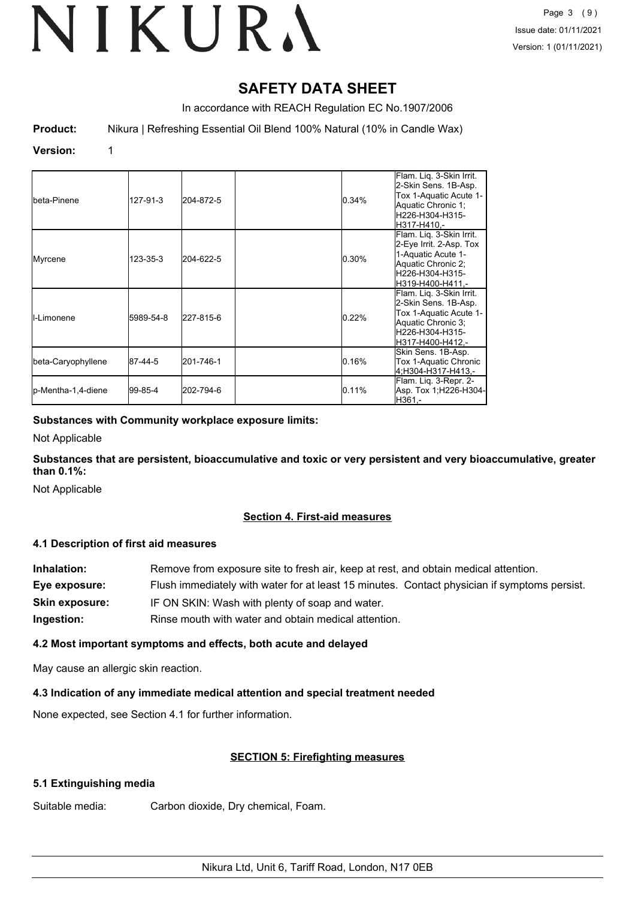# SAFETY DATA SHEET

In accordance with REACH Regulation EC No.1907/2006

**Product:** Nikura | Refreshing Essential Oil Blend 100% Natural (10% in Candle Wax)

**Version:** 1

| | | | | | |
|---|---|---|---|---|---|
| beta-Pinene | 127-91-3 | 204-872-5 | | 0.34% | Flam. Liq. 3-Skin Irrit. 2-Skin Sens. 1B-Asp. Tox 1-Aquatic Acute 1-Aquatic Chronic 1; H226-H304-H315-H317-H410,- |
| Myrcene | 123-35-3 | 204-622-5 | | 0.30% | Flam. Liq. 3-Skin Irrit. 2-Eye Irrit. 2-Asp. Tox 1-Aquatic Acute 1-Aquatic Chronic 2; H226-H304-H315-H319-H400-H411,- |
| l-Limonene | 5989-54-8 | 227-815-6 | | 0.22% | Flam. Liq. 3-Skin Irrit. 2-Skin Sens. 1B-Asp. Tox 1-Aquatic Acute 1-Aquatic Chronic 3; H226-H304-H315-H317-H400-H412,- |
| beta-Caryophyllene | 87-44-5 | 201-746-1 | | 0.16% | Skin Sens. 1B-Asp. Tox 1-Aquatic Chronic 4;H304-H317-H413,- |
| p-Mentha-1,4-diene | 99-85-4 | 202-794-6 | | 0.11% | Flam. Liq. 3-Repr. 2-Asp. Tox 1;H226-H304-H361,- |

**Substances with Community workplace exposure limits:**

Not Applicable

**Substances that are persistent, bioaccumulative and toxic or very persistent and very bioaccumulative, greater than 0.1%:**

Not Applicable

## Section 4. First-aid measures

### 4.1 Description of first aid measures

**Inhalation:** Remove from exposure site to fresh air, keep at rest, and obtain medical attention.

**Eye exposure:** Flush immediately with water for at least 15 minutes. Contact physician if symptoms persist.

**Skin exposure:** IF ON SKIN: Wash with plenty of soap and water.

**Ingestion:** Rinse mouth with water and obtain medical attention.

### 4.2 Most important symptoms and effects, both acute and delayed

May cause an allergic skin reaction.

### 4.3 Indication of any immediate medical attention and special treatment needed

None expected, see Section 4.1 for further information.

## SECTION 5: Firefighting measures

### 5.1 Extinguishing media

Suitable media: Carbon dioxide, Dry chemical, Foam.

Nikura Ltd, Unit 6, Tariff Road, London, N17 0EB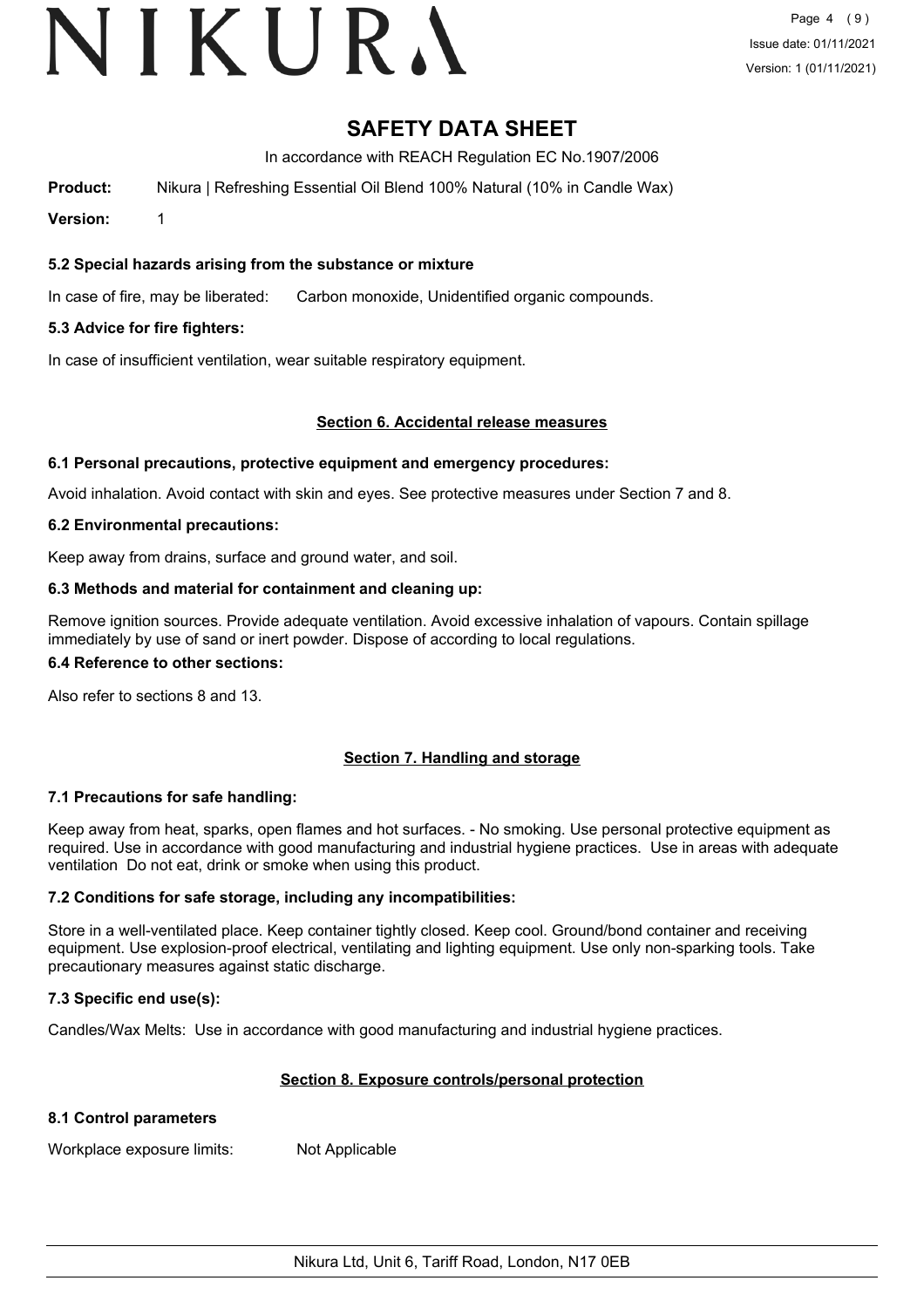# SAFETY DATA SHEET

In accordance with REACH Regulation EC No.1907/2006

**Product:** Nikura | Refreshing Essential Oil Blend 100% Natural (10% in Candle Wax)

**Version:** 1

### 5.2 Special hazards arising from the substance or mixture

In case of fire, may be liberated: Carbon monoxide, Unidentified organic compounds.

### 5.3 Advice for fire fighters:

In case of insufficient ventilation, wear suitable respiratory equipment.

## Section 6. Accidental release measures

### 6.1 Personal precautions, protective equipment and emergency procedures:

Avoid inhalation. Avoid contact with skin and eyes. See protective measures under Section 7 and 8.

### 6.2 Environmental precautions:

Keep away from drains, surface and ground water, and soil.

### 6.3 Methods and material for containment and cleaning up:

Remove ignition sources. Provide adequate ventilation. Avoid excessive inhalation of vapours. Contain spillage immediately by use of sand or inert powder. Dispose of according to local regulations.

### 6.4 Reference to other sections:

Also refer to sections 8 and 13.

## Section 7. Handling and storage

### 7.1 Precautions for safe handling:

Keep away from heat, sparks, open flames and hot surfaces. - No smoking. Use personal protective equipment as required. Use in accordance with good manufacturing and industrial hygiene practices. Use in areas with adequate ventilation Do not eat, drink or smoke when using this product.

### 7.2 Conditions for safe storage, including any incompatibilities:

Store in a well-ventilated place. Keep container tightly closed. Keep cool. Ground/bond container and receiving equipment. Use explosion-proof electrical, ventilating and lighting equipment. Use only non-sparking tools. Take precautionary measures against static discharge.

### 7.3 Specific end use(s):

Candles/Wax Melts: Use in accordance with good manufacturing and industrial hygiene practices.

## Section 8. Exposure controls/personal protection

### 8.1 Control parameters

Workplace exposure limits: Not Applicable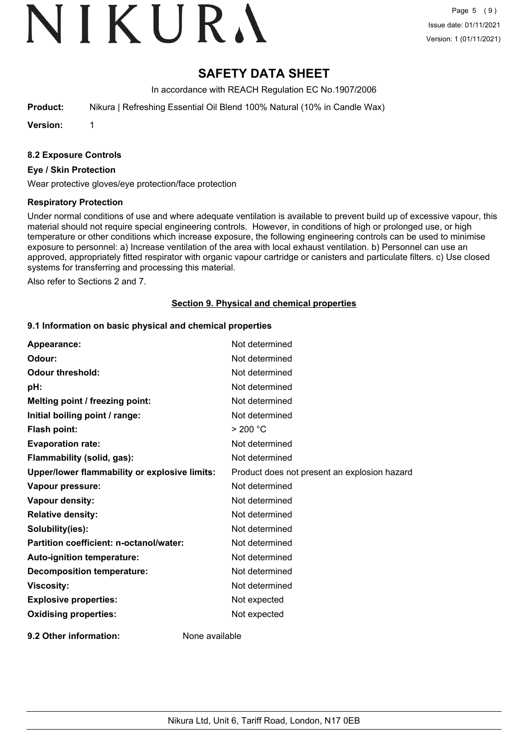# SAFETY DATA SHEET

In accordance with REACH Regulation EC No.1907/2006

**Product:** Nikura | Refreshing Essential Oil Blend 100% Natural (10% in Candle Wax)

**Version:** 1

### 8.2 Exposure Controls

**Eye / Skin Protection**

Wear protective gloves/eye protection/face protection

**Respiratory Protection**

Under normal conditions of use and where adequate ventilation is available to prevent build up of excessive vapour, this material should not require special engineering controls. However, in conditions of high or prolonged use, or high temperature or other conditions which increase exposure, the following engineering controls can be used to minimise exposure to personnel: a) Increase ventilation of the area with local exhaust ventilation. b) Personnel can use an approved, appropriately fitted respirator with organic vapour cartridge or canisters and particulate filters. c) Use closed systems for transferring and processing this material.

Also refer to Sections 2 and 7.

## Section 9. Physical and chemical properties

### 9.1 Information on basic physical and chemical properties

| | |
|---|---|
| **Appearance:** | Not determined |
| **Odour:** | Not determined |
| **Odour threshold:** | Not determined |
| **pH:** | Not determined |
| **Melting point / freezing point:** | Not determined |
| **Initial boiling point / range:** | Not determined |
| **Flash point:** | > 200 °C |
| **Evaporation rate:** | Not determined |
| **Flammability (solid, gas):** | Not determined |
| **Upper/lower flammability or explosive limits:** | Product does not present an explosion hazard |
| **Vapour pressure:** | Not determined |
| **Vapour density:** | Not determined |
| **Relative density:** | Not determined |
| **Solubility(ies):** | Not determined |
| **Partition coefficient: n-octanol/water:** | Not determined |
| **Auto-ignition temperature:** | Not determined |
| **Decomposition temperature:** | Not determined |
| **Viscosity:** | Not determined |
| **Explosive properties:** | Not expected |
| **Oxidising properties:** | Not expected |

**9.2 Other information:** None available

Nikura Ltd, Unit 6, Tariff Road, London, N17 0EB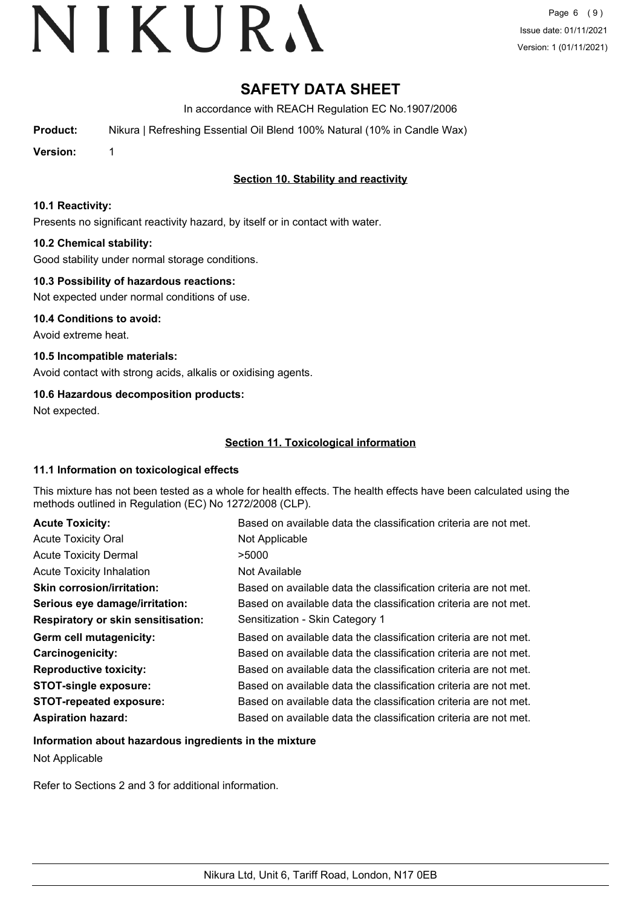# SAFETY DATA SHEET

In accordance with REACH Regulation EC No.1907/2006

**Product:** Nikura | Refreshing Essential Oil Blend 100% Natural (10% in Candle Wax)

**Version:** 1

## Section 10. Stability and reactivity

### 10.1 Reactivity:

Presents no significant reactivity hazard, by itself or in contact with water.

### 10.2 Chemical stability:

Good stability under normal storage conditions.

### 10.3 Possibility of hazardous reactions:

Not expected under normal conditions of use.

### 10.4 Conditions to avoid:

Avoid extreme heat.

### 10.5 Incompatible materials:

Avoid contact with strong acids, alkalis or oxidising agents.

### 10.6 Hazardous decomposition products:

Not expected.

## Section 11. Toxicological information

### 11.1 Information on toxicological effects

This mixture has not been tested as a whole for health effects. The health effects have been calculated using the methods outlined in Regulation (EC) No 1272/2008 (CLP).

| | |
|---|---|
| **Acute Toxicity:** | Based on available data the classification criteria are not met. |
| Acute Toxicity Oral | Not Applicable |
| Acute Toxicity Dermal | >5000 |
| Acute Toxicity Inhalation | Not Available |
| **Skin corrosion/irritation:** | Based on available data the classification criteria are not met. |
| **Serious eye damage/irritation:** | Based on available data the classification criteria are not met. |
| **Respiratory or skin sensitisation:** | Sensitization - Skin Category 1 |
| **Germ cell mutagenicity:** | Based on available data the classification criteria are not met. |
| **Carcinogenicity:** | Based on available data the classification criteria are not met. |
| **Reproductive toxicity:** | Based on available data the classification criteria are not met. |
| **STOT-single exposure:** | Based on available data the classification criteria are not met. |
| **STOT-repeated exposure:** | Based on available data the classification criteria are not met. |
| **Aspiration hazard:** | Based on available data the classification criteria are not met. |

### Information about hazardous ingredients in the mixture

Not Applicable

Refer to Sections 2 and 3 for additional information.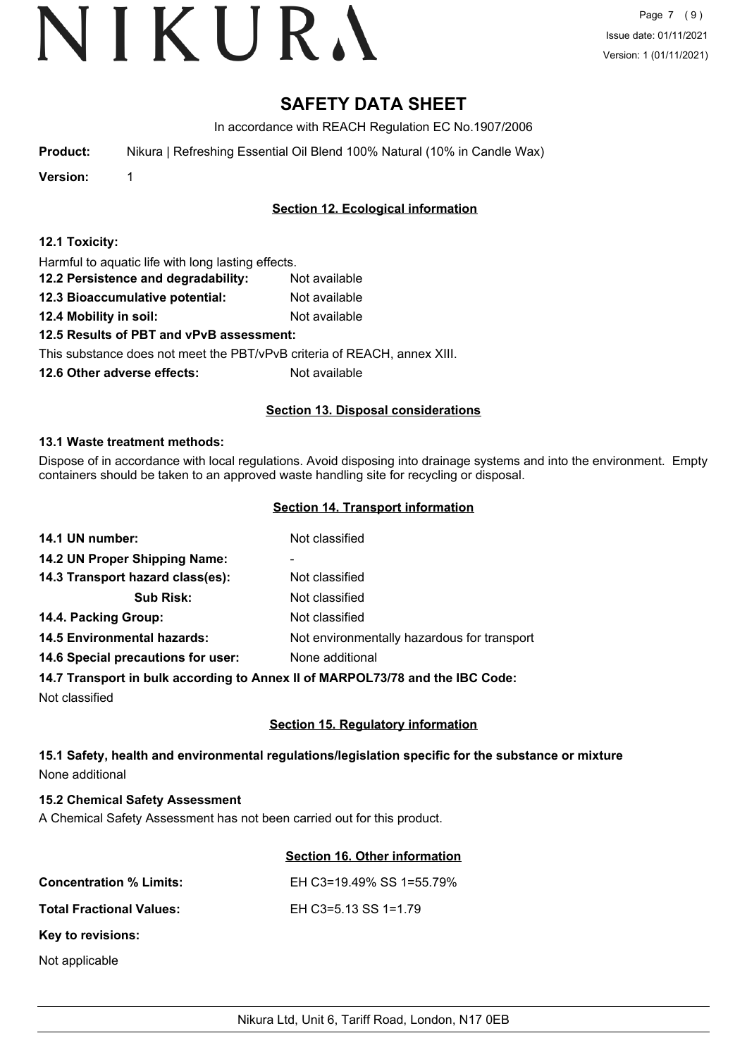# SAFETY DATA SHEET

In accordance with REACH Regulation EC No.1907/2006

**Product:** Nikura | Refreshing Essential Oil Blend 100% Natural (10% in Candle Wax)

**Version:** 1

## Section 12. Ecological information

**12.1 Toxicity:**

Harmful to aquatic life with long lasting effects.

**12.2 Persistence and degradability:** Not available

**12.3 Bioaccumulative potential:** Not available

**12.4 Mobility in soil:** Not available

**12.5 Results of PBT and vPvB assessment:**

This substance does not meet the PBT/vPvB criteria of REACH, annex XIII.

**12.6 Other adverse effects:** Not available

## Section 13. Disposal considerations

**13.1 Waste treatment methods:**

Dispose of in accordance with local regulations. Avoid disposing into drainage systems and into the environment. Empty containers should be taken to an approved waste handling site for recycling or disposal.

## Section 14. Transport information

**14.1 UN number:** Not classified

**14.2 UN Proper Shipping Name:** -

**14.3 Transport hazard class(es):** Not classified

**Sub Risk:** Not classified

**14.4. Packing Group:** Not classified

**14.5 Environmental hazards:** Not environmentally hazardous for transport

**14.6 Special precautions for user:** None additional

**14.7 Transport in bulk according to Annex II of MARPOL73/78 and the IBC Code:**

Not classified

## Section 15. Regulatory information

**15.1 Safety, health and environmental regulations/legislation specific for the substance or mixture**

None additional

**15.2 Chemical Safety Assessment**

A Chemical Safety Assessment has not been carried out for this product.

## Section 16. Other information

**Concentration % Limits:** EH C3=19.49% SS 1=55.79%

**Total Fractional Values:** EH C3=5.13 SS 1=1.79

**Key to revisions:**

Not applicable

Nikura Ltd, Unit 6, Tariff Road, London, N17 0EB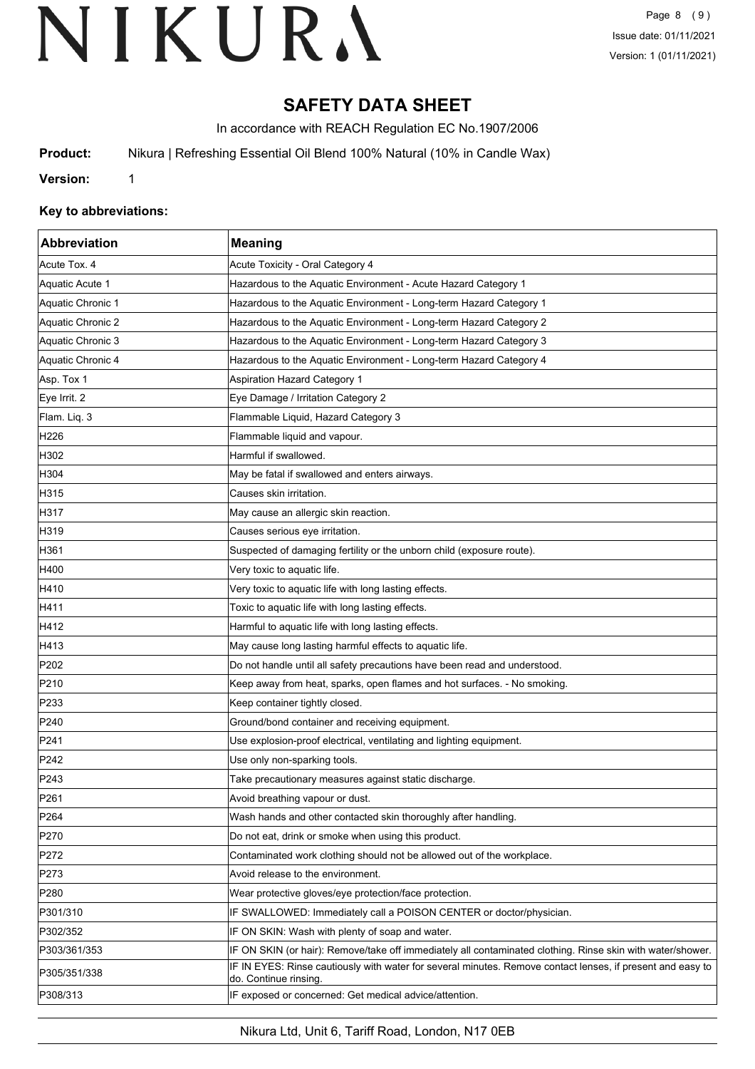# SAFETY DATA SHEET

In accordance with REACH Regulation EC No.1907/2006

**Product:** Nikura | Refreshing Essential Oil Blend 100% Natural (10% in Candle Wax)

**Version:** 1

### Key to abbreviations:

| Abbreviation | Meaning |
|---|---|
| Acute Tox. 4 | Acute Toxicity - Oral Category 4 |
| Aquatic Acute 1 | Hazardous to the Aquatic Environment - Acute Hazard Category 1 |
| Aquatic Chronic 1 | Hazardous to the Aquatic Environment - Long-term Hazard Category 1 |
| Aquatic Chronic 2 | Hazardous to the Aquatic Environment - Long-term Hazard Category 2 |
| Aquatic Chronic 3 | Hazardous to the Aquatic Environment - Long-term Hazard Category 3 |
| Aquatic Chronic 4 | Hazardous to the Aquatic Environment - Long-term Hazard Category 4 |
| Asp. Tox 1 | Aspiration Hazard Category 1 |
| Eye Irrit. 2 | Eye Damage / Irritation Category 2 |
| Flam. Liq. 3 | Flammable Liquid, Hazard Category 3 |
| H226 | Flammable liquid and vapour. |
| H302 | Harmful if swallowed. |
| H304 | May be fatal if swallowed and enters airways. |
| H315 | Causes skin irritation. |
| H317 | May cause an allergic skin reaction. |
| H319 | Causes serious eye irritation. |
| H361 | Suspected of damaging fertility or the unborn child (exposure route). |
| H400 | Very toxic to aquatic life. |
| H410 | Very toxic to aquatic life with long lasting effects. |
| H411 | Toxic to aquatic life with long lasting effects. |
| H412 | Harmful to aquatic life with long lasting effects. |
| H413 | May cause long lasting harmful effects to aquatic life. |
| P202 | Do not handle until all safety precautions have been read and understood. |
| P210 | Keep away from heat, sparks, open flames and hot surfaces. - No smoking. |
| P233 | Keep container tightly closed. |
| P240 | Ground/bond container and receiving equipment. |
| P241 | Use explosion-proof electrical, ventilating and lighting equipment. |
| P242 | Use only non-sparking tools. |
| P243 | Take precautionary measures against static discharge. |
| P261 | Avoid breathing vapour or dust. |
| P264 | Wash hands and other contacted skin thoroughly after handling. |
| P270 | Do not eat, drink or smoke when using this product. |
| P272 | Contaminated work clothing should not be allowed out of the workplace. |
| P273 | Avoid release to the environment. |
| P280 | Wear protective gloves/eye protection/face protection. |
| P301/310 | IF SWALLOWED: Immediately call a POISON CENTER or doctor/physician. |
| P302/352 | IF ON SKIN: Wash with plenty of soap and water. |
| P303/361/353 | IF ON SKIN (or hair): Remove/take off immediately all contaminated clothing. Rinse skin with water/shower. |
| P305/351/338 | IF IN EYES: Rinse cautiously with water for several minutes. Remove contact lenses, if present and easy to do. Continue rinsing. |
| P308/313 | IF exposed or concerned: Get medical advice/attention. |

Nikura Ltd, Unit 6, Tariff Road, London, N17 0EB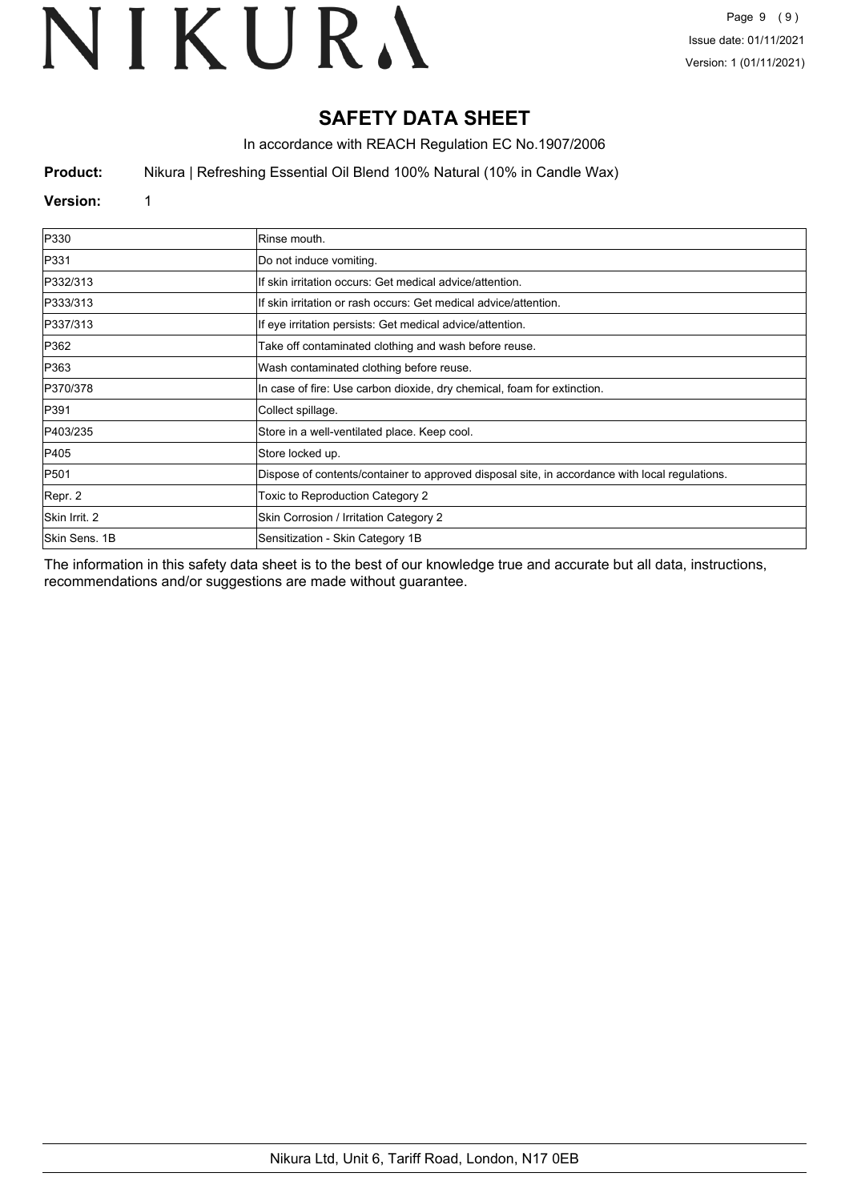# SAFETY DATA SHEET

In accordance with REACH Regulation EC No.1907/2006

**Product:** Nikura | Refreshing Essential Oil Blend 100% Natural (10% in Candle Wax)

**Version:** 1

| | |
|---|---|
| P330 | Rinse mouth. |
| P331 | Do not induce vomiting. |
| P332/313 | If skin irritation occurs: Get medical advice/attention. |
| P333/313 | If skin irritation or rash occurs: Get medical advice/attention. |
| P337/313 | If eye irritation persists: Get medical advice/attention. |
| P362 | Take off contaminated clothing and wash before reuse. |
| P363 | Wash contaminated clothing before reuse. |
| P370/378 | In case of fire: Use carbon dioxide, dry chemical, foam for extinction. |
| P391 | Collect spillage. |
| P403/235 | Store in a well-ventilated place. Keep cool. |
| P405 | Store locked up. |
| P501 | Dispose of contents/container to approved disposal site, in accordance with local regulations. |
| Repr. 2 | Toxic to Reproduction Category 2 |
| Skin Irrit. 2 | Skin Corrosion / Irritation Category 2 |
| Skin Sens. 1B | Sensitization - Skin Category 1B |

The information in this safety data sheet is to the best of our knowledge true and accurate but all data, instructions, recommendations and/or suggestions are made without guarantee.

Nikura Ltd, Unit 6, Tariff Road, London, N17 0EB